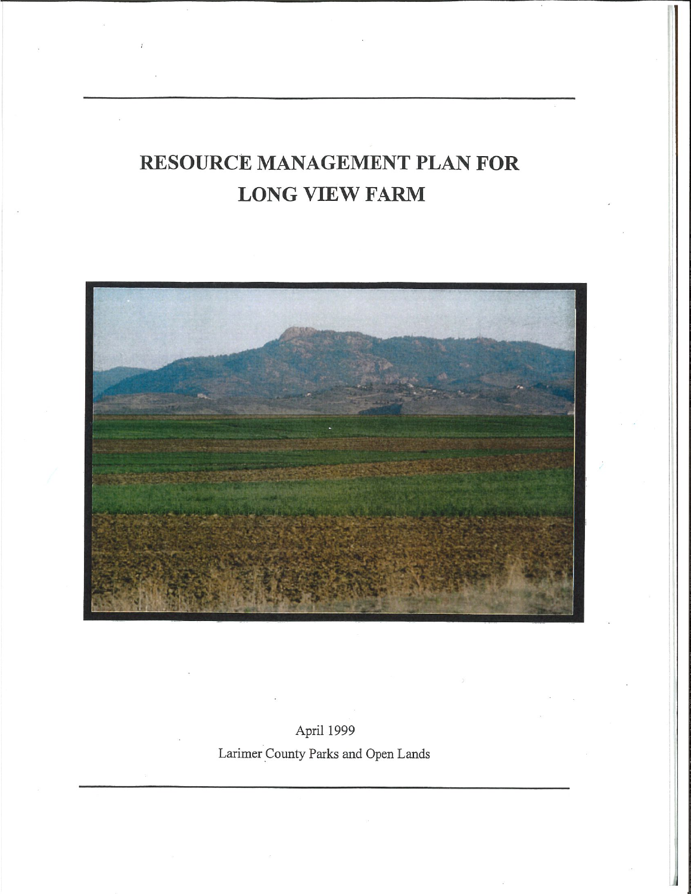# RESOURCE MANAGEMENT PLAN FOR LONG VIEW FARM

April 1999

Larimer County Parks and Open Lands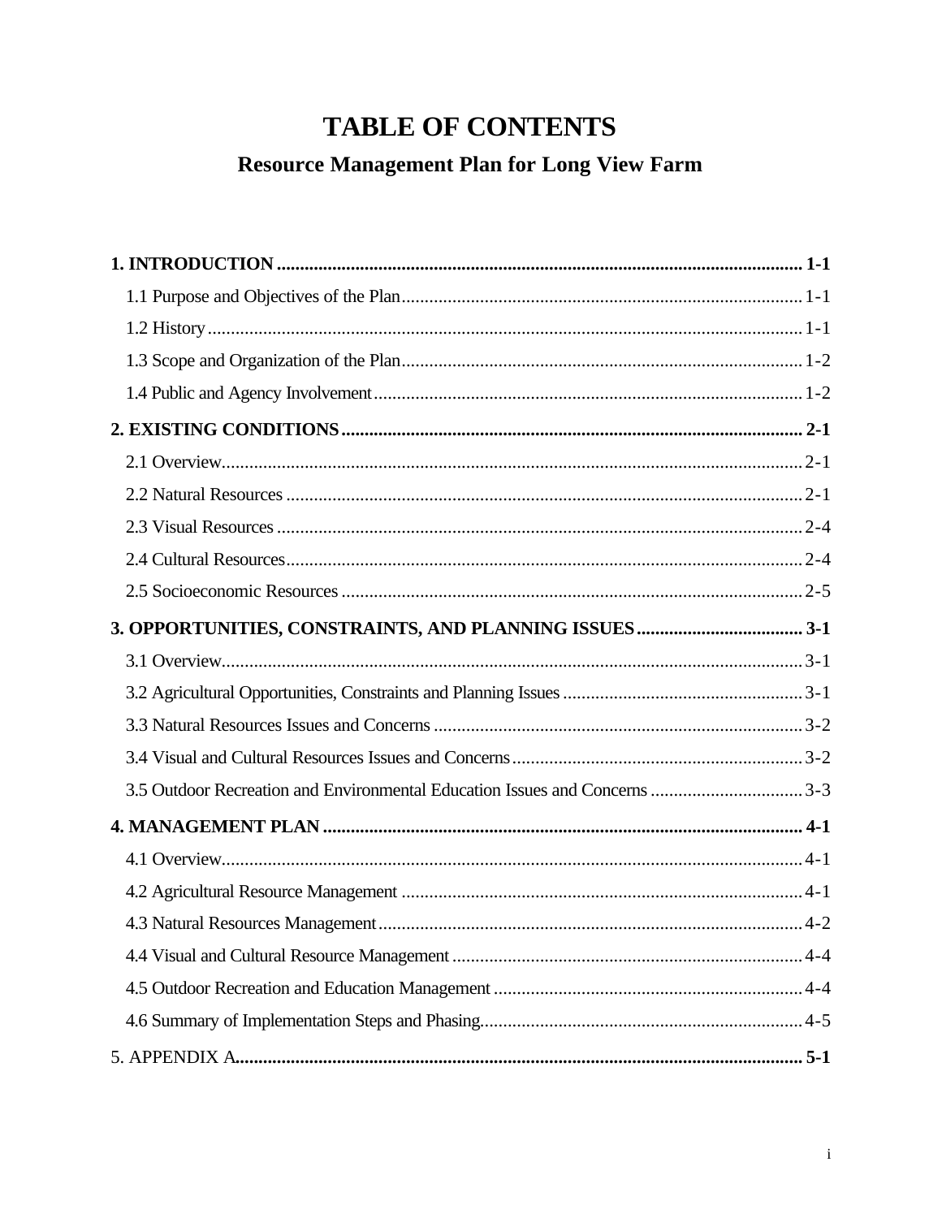# TABLE OF CONTENTS

## Resource Management Plan for Long View Farm

**1. INTRODUCTION ................................................................................................................ 1-1**

1.1 Purpose and Objectives of the Plan ..................................................................................... 1-1

1.2 History ............................................................................................................................... 1-1

1.3 Scope and Organization of the Plan ..................................................................................... 1-2

1.4 Public and Agency Involvement ........................................................................................... 1-2

**2. EXISTING CONDITIONS ................................................................................................... 2-1**

2.1 Overview ............................................................................................................................ 2-1

2.2 Natural Resources ............................................................................................................... 2-1

2.3 Visual Resources ................................................................................................................. 2-4

2.4 Cultural Resources ............................................................................................................... 2-4

2.5 Socioeconomic Resources ................................................................................................... 2-5

**3. OPPORTUNITIES, CONSTRAINTS, AND PLANNING ISSUES .................................... 3-1**

3.1 Overview ............................................................................................................................ 3-1

3.2 Agricultural Opportunities, Constraints and Planning Issues ................................................... 3-1

3.3 Natural Resources Issues and Concerns ............................................................................... 3-2

3.4 Visual and Cultural Resources Issues and Concerns .............................................................. 3-2

3.5 Outdoor Recreation and Environmental Education Issues and Concerns ................................ 3-3

**4. MANAGEMENT PLAN ....................................................................................................... 4-1**

4.1 Overview ............................................................................................................................ 4-1

4.2 Agricultural Resource Management ...................................................................................... 4-1

4.3 Natural Resources Management ........................................................................................... 4-2

4.4 Visual and Cultural Resource Management ........................................................................... 4-4

4.5 Outdoor Recreation and Education Management .................................................................. 4-4

4.6 Summary of Implementation Steps and Phasing .................................................................... 4-5

5. APPENDIX A**........................................................................................................................... 5-1**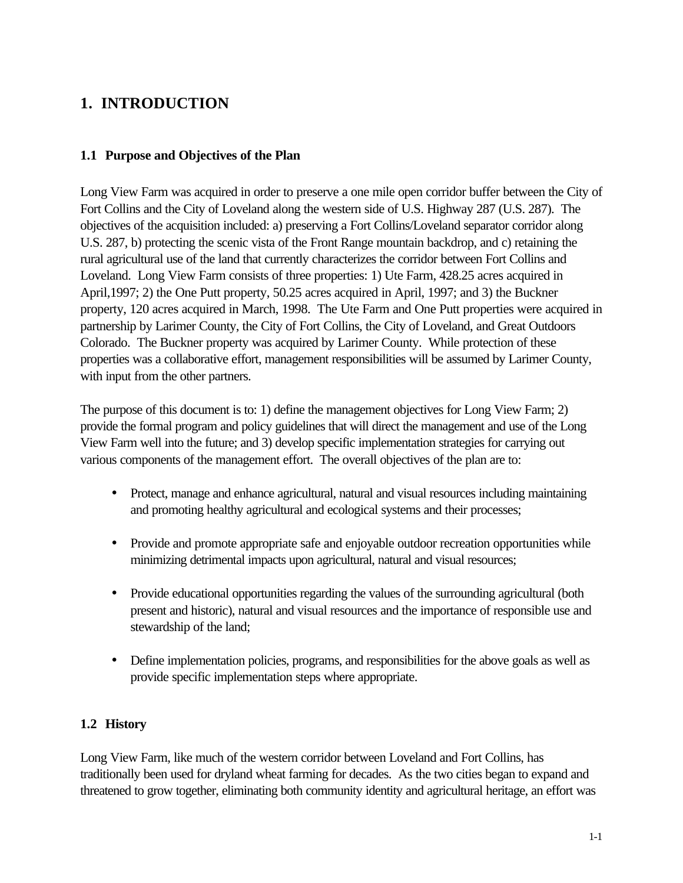# 1. INTRODUCTION

## 1.1 Purpose and Objectives of the Plan

Long View Farm was acquired in order to preserve a one mile open corridor buffer between the City of Fort Collins and the City of Loveland along the western side of U.S. Highway 287 (U.S. 287). The objectives of the acquisition included: a) preserving a Fort Collins/Loveland separator corridor along U.S. 287, b) protecting the scenic vista of the Front Range mountain backdrop, and c) retaining the rural agricultural use of the land that currently characterizes the corridor between Fort Collins and Loveland. Long View Farm consists of three properties: 1) Ute Farm, 428.25 acres acquired in April,1997; 2) the One Putt property, 50.25 acres acquired in April, 1997; and 3) the Buckner property, 120 acres acquired in March, 1998. The Ute Farm and One Putt properties were acquired in partnership by Larimer County, the City of Fort Collins, the City of Loveland, and Great Outdoors Colorado. The Buckner property was acquired by Larimer County. While protection of these properties was a collaborative effort, management responsibilities will be assumed by Larimer County, with input from the other partners.

The purpose of this document is to: 1) define the management objectives for Long View Farm; 2) provide the formal program and policy guidelines that will direct the management and use of the Long View Farm well into the future; and 3) develop specific implementation strategies for carrying out various components of the management effort. The overall objectives of the plan are to:

- Protect, manage and enhance agricultural, natural and visual resources including maintaining and promoting healthy agricultural and ecological systems and their processes;
- Provide and promote appropriate safe and enjoyable outdoor recreation opportunities while minimizing detrimental impacts upon agricultural, natural and visual resources;
- Provide educational opportunities regarding the values of the surrounding agricultural (both present and historic), natural and visual resources and the importance of responsible use and stewardship of the land;
- Define implementation policies, programs, and responsibilities for the above goals as well as provide specific implementation steps where appropriate.

## 1.2 History

Long View Farm, like much of the western corridor between Loveland and Fort Collins, has traditionally been used for dryland wheat farming for decades. As the two cities began to expand and threatened to grow together, eliminating both community identity and agricultural heritage, an effort was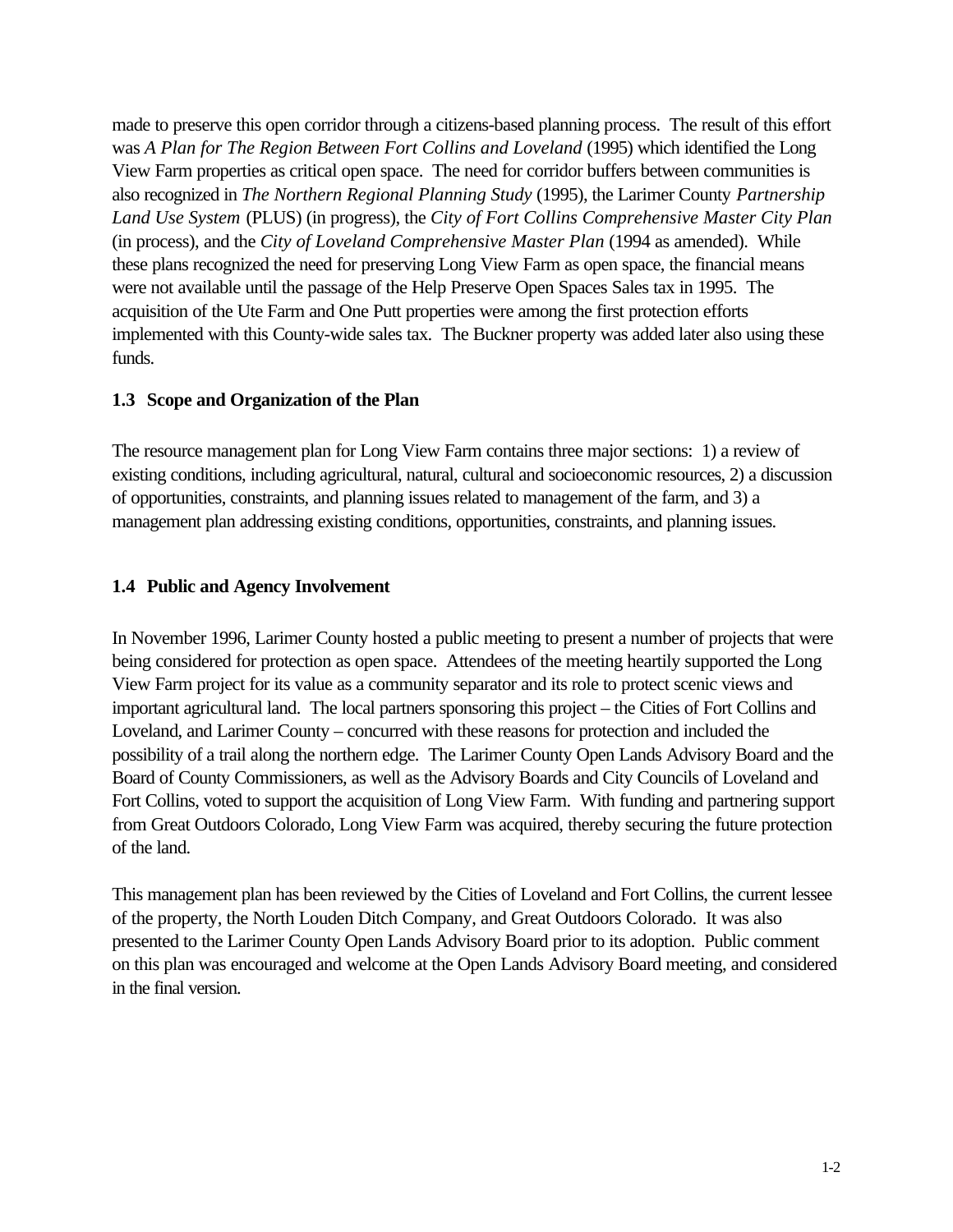made to preserve this open corridor through a citizens-based planning process. The result of this effort was *A Plan for The Region Between Fort Collins and Loveland* (1995) which identified the Long View Farm properties as critical open space. The need for corridor buffers between communities is also recognized in *The Northern Regional Planning Study* (1995), the Larimer County *Partnership Land Use System* (PLUS) (in progress), the *City of Fort Collins Comprehensive Master City Plan* (in process), and the *City of Loveland Comprehensive Master Plan* (1994 as amended). While these plans recognized the need for preserving Long View Farm as open space, the financial means were not available until the passage of the Help Preserve Open Spaces Sales tax in 1995. The acquisition of the Ute Farm and One Putt properties were among the first protection efforts implemented with this County-wide sales tax. The Buckner property was added later also using these funds.

### 1.3 Scope and Organization of the Plan

The resource management plan for Long View Farm contains three major sections: 1) a review of existing conditions, including agricultural, natural, cultural and socioeconomic resources, 2) a discussion of opportunities, constraints, and planning issues related to management of the farm, and 3) a management plan addressing existing conditions, opportunities, constraints, and planning issues.

### 1.4 Public and Agency Involvement

In November 1996, Larimer County hosted a public meeting to present a number of projects that were being considered for protection as open space. Attendees of the meeting heartily supported the Long View Farm project for its value as a community separator and its role to protect scenic views and important agricultural land. The local partners sponsoring this project – the Cities of Fort Collins and Loveland, and Larimer County – concurred with these reasons for protection and included the possibility of a trail along the northern edge. The Larimer County Open Lands Advisory Board and the Board of County Commissioners, as well as the Advisory Boards and City Councils of Loveland and Fort Collins, voted to support the acquisition of Long View Farm. With funding and partnering support from Great Outdoors Colorado, Long View Farm was acquired, thereby securing the future protection of the land.

This management plan has been reviewed by the Cities of Loveland and Fort Collins, the current lessee of the property, the North Louden Ditch Company, and Great Outdoors Colorado. It was also presented to the Larimer County Open Lands Advisory Board prior to its adoption. Public comment on this plan was encouraged and welcome at the Open Lands Advisory Board meeting, and considered in the final version.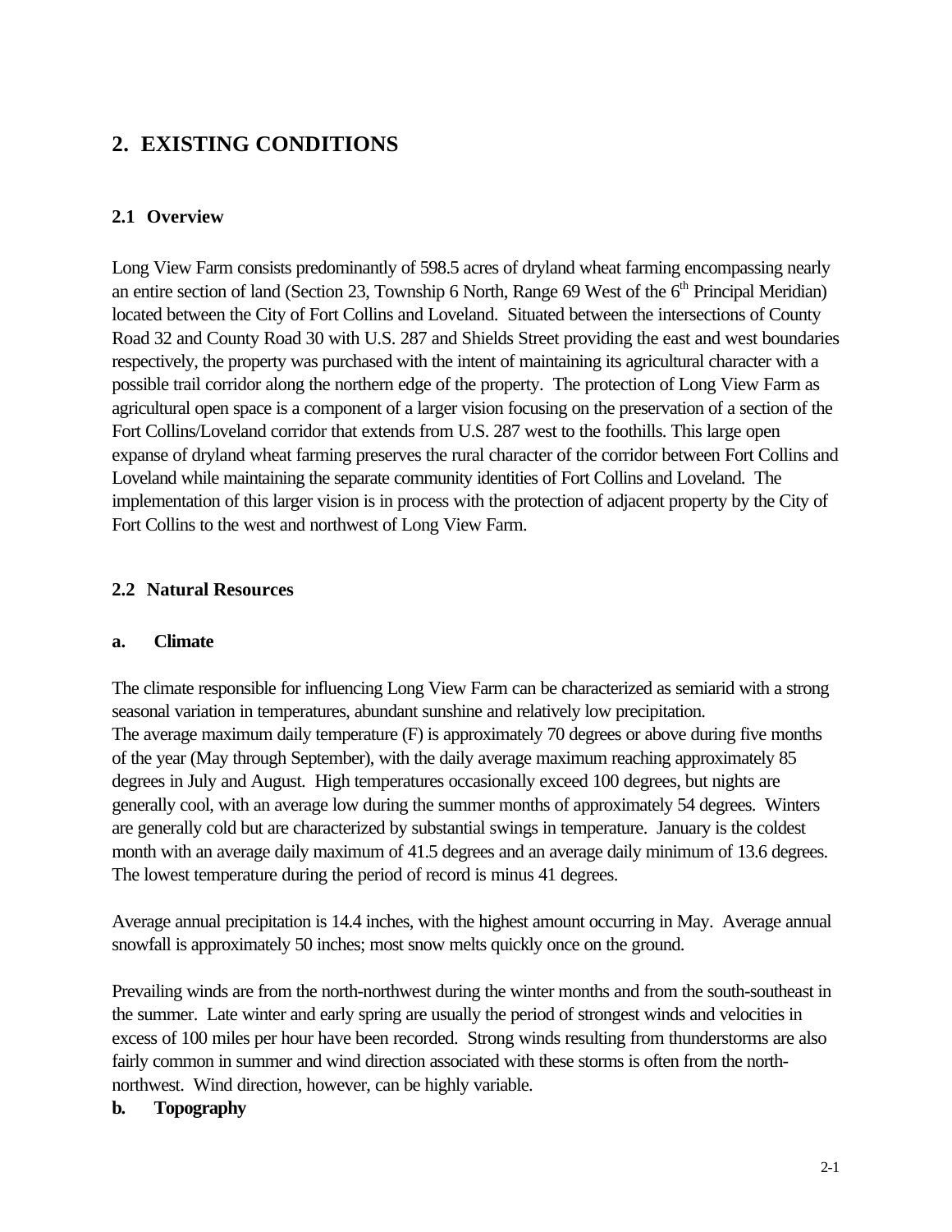# 2. EXISTING CONDITIONS

## 2.1 Overview

Long View Farm consists predominantly of 598.5 acres of dryland wheat farming encompassing nearly an entire section of land (Section 23, Township 6 North, Range 69 West of the 6th Principal Meridian) located between the City of Fort Collins and Loveland. Situated between the intersections of County Road 32 and County Road 30 with U.S. 287 and Shields Street providing the east and west boundaries respectively, the property was purchased with the intent of maintaining its agricultural character with a possible trail corridor along the northern edge of the property. The protection of Long View Farm as agricultural open space is a component of a larger vision focusing on the preservation of a section of the Fort Collins/Loveland corridor that extends from U.S. 287 west to the foothills. This large open expanse of dryland wheat farming preserves the rural character of the corridor between Fort Collins and Loveland while maintaining the separate community identities of Fort Collins and Loveland. The implementation of this larger vision is in process with the protection of adjacent property by the City of Fort Collins to the west and northwest of Long View Farm.

## 2.2 Natural Resources

### a. Climate

The climate responsible for influencing Long View Farm can be characterized as semiarid with a strong seasonal variation in temperatures, abundant sunshine and relatively low precipitation.
The average maximum daily temperature (F) is approximately 70 degrees or above during five months of the year (May through September), with the daily average maximum reaching approximately 85 degrees in July and August. High temperatures occasionally exceed 100 degrees, but nights are generally cool, with an average low during the summer months of approximately 54 degrees. Winters are generally cold but are characterized by substantial swings in temperature. January is the coldest month with an average daily maximum of 41.5 degrees and an average daily minimum of 13.6 degrees. The lowest temperature during the period of record is minus 41 degrees.

Average annual precipitation is 14.4 inches, with the highest amount occurring in May. Average annual snowfall is approximately 50 inches; most snow melts quickly once on the ground.

Prevailing winds are from the north-northwest during the winter months and from the south-southeast in the summer. Late winter and early spring are usually the period of strongest winds and velocities in excess of 100 miles per hour have been recorded. Strong winds resulting from thunderstorms are also fairly common in summer and wind direction associated with these storms is often from the north-northwest. Wind direction, however, can be highly variable.

### b. Topography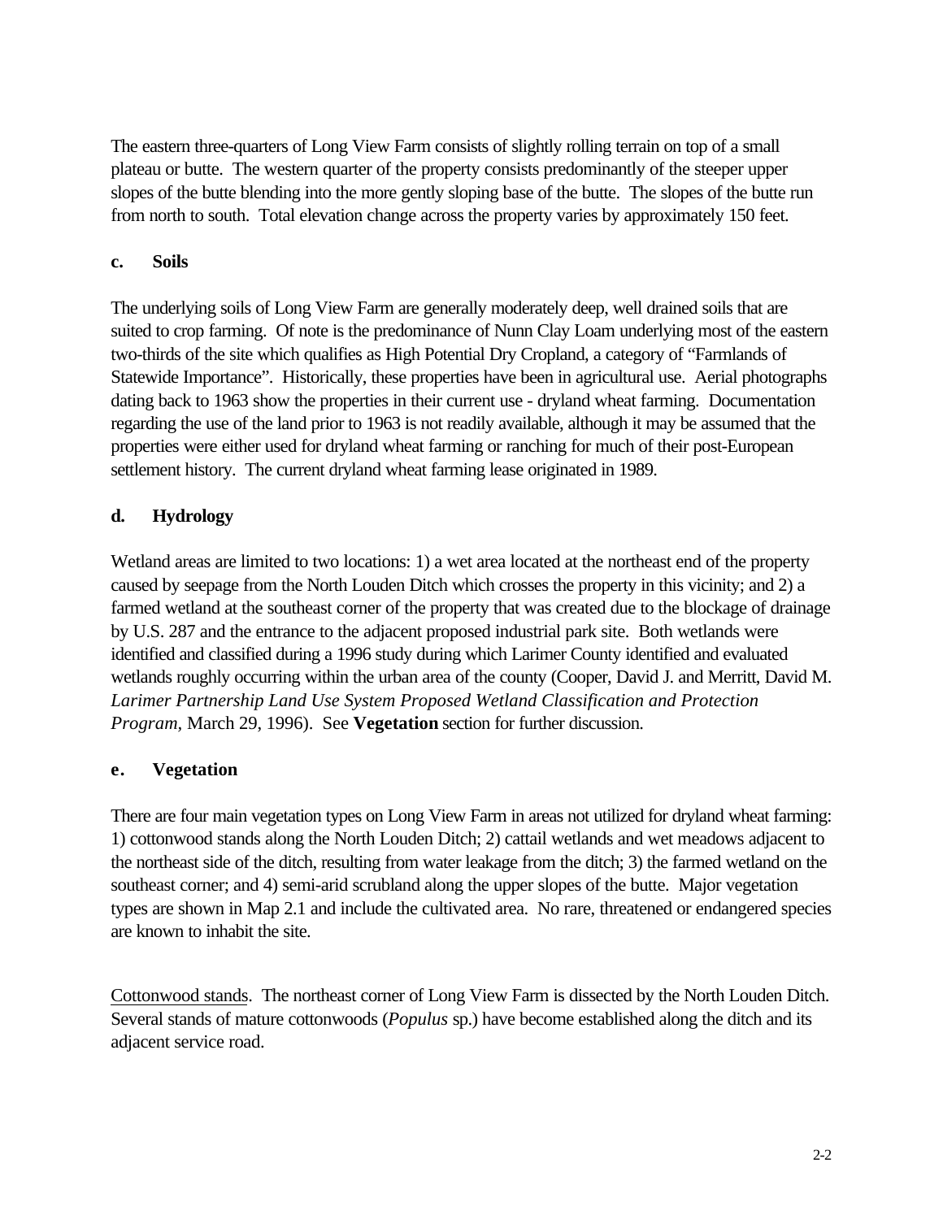The eastern three-quarters of Long View Farm consists of slightly rolling terrain on top of a small plateau or butte. The western quarter of the property consists predominantly of the steeper upper slopes of the butte blending into the more gently sloping base of the butte. The slopes of the butte run from north to south. Total elevation change across the property varies by approximately 150 feet.

### c. Soils

The underlying soils of Long View Farm are generally moderately deep, well drained soils that are suited to crop farming. Of note is the predominance of Nunn Clay Loam underlying most of the eastern two-thirds of the site which qualifies as High Potential Dry Cropland, a category of "Farmlands of Statewide Importance". Historically, these properties have been in agricultural use. Aerial photographs dating back to 1963 show the properties in their current use - dryland wheat farming. Documentation regarding the use of the land prior to 1963 is not readily available, although it may be assumed that the properties were either used for dryland wheat farming or ranching for much of their post-European settlement history. The current dryland wheat farming lease originated in 1989.

### d. Hydrology

Wetland areas are limited to two locations: 1) a wet area located at the northeast end of the property caused by seepage from the North Louden Ditch which crosses the property in this vicinity; and 2) a farmed wetland at the southeast corner of the property that was created due to the blockage of drainage by U.S. 287 and the entrance to the adjacent proposed industrial park site. Both wetlands were identified and classified during a 1996 study during which Larimer County identified and evaluated wetlands roughly occurring within the urban area of the county (Cooper, David J. and Merritt, David M. *Larimer Partnership Land Use System Proposed Wetland Classification and Protection Program*, March 29, 1996). See **Vegetation** section for further discussion.

### e. Vegetation

There are four main vegetation types on Long View Farm in areas not utilized for dryland wheat farming: 1) cottonwood stands along the North Louden Ditch; 2) cattail wetlands and wet meadows adjacent to the northeast side of the ditch, resulting from water leakage from the ditch; 3) the farmed wetland on the southeast corner; and 4) semi-arid scrubland along the upper slopes of the butte. Major vegetation types are shown in Map 2.1 and include the cultivated area. No rare, threatened or endangered species are known to inhabit the site.

<u>Cottonwood stands</u>. The northeast corner of Long View Farm is dissected by the North Louden Ditch. Several stands of mature cottonwoods (*Populus* sp.) have become established along the ditch and its adjacent service road.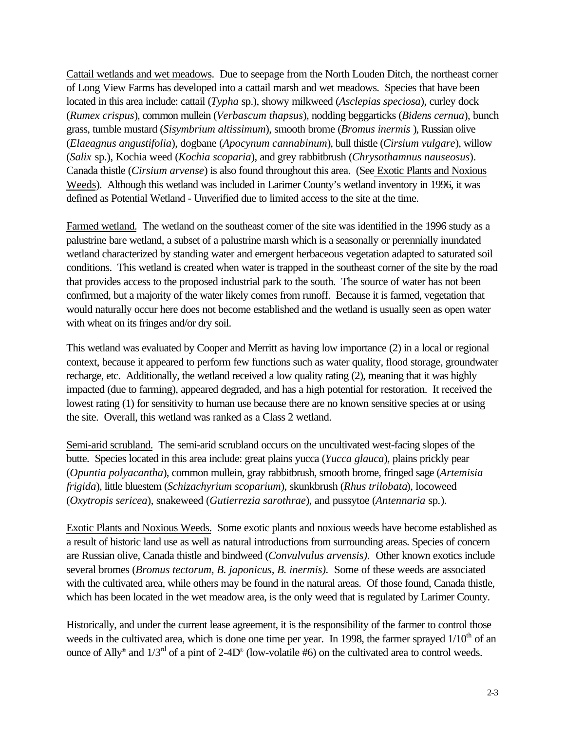Cattail wetlands and wet meadows. Due to seepage from the North Louden Ditch, the northeast corner of Long View Farms has developed into a cattail marsh and wet meadows. Species that have been located in this area include: cattail (*Typha* sp.), showy milkweed (*Asclepias speciosa*), curley dock (*Rumex crispus*), common mullein (*Verbascum thapsus*), nodding beggarticks (*Bidens cernua*), bunch grass, tumble mustard (*Sisymbrium altissimum*), smooth brome (*Bromus inermis* ), Russian olive (*Elaeagnus angustifolia*), dogbane (*Apocynum cannabinum*), bull thistle (*Cirsium vulgare*), willow (*Salix* sp.), Kochia weed (*Kochia scoparia*), and grey rabbitbrush (*Chrysothamnus nauseosus*). Canada thistle (*Cirsium arvense*) is also found throughout this area. (See Exotic Plants and Noxious Weeds). Although this wetland was included in Larimer County's wetland inventory in 1996, it was defined as Potential Wetland - Unverified due to limited access to the site at the time.

Farmed wetland. The wetland on the southeast corner of the site was identified in the 1996 study as a palustrine bare wetland, a subset of a palustrine marsh which is a seasonally or perennially inundated wetland characterized by standing water and emergent herbaceous vegetation adapted to saturated soil conditions. This wetland is created when water is trapped in the southeast corner of the site by the road that provides access to the proposed industrial park to the south. The source of water has not been confirmed, but a majority of the water likely comes from runoff. Because it is farmed, vegetation that would naturally occur here does not become established and the wetland is usually seen as open water with wheat on its fringes and/or dry soil.

This wetland was evaluated by Cooper and Merritt as having low importance (2) in a local or regional context, because it appeared to perform few functions such as water quality, flood storage, groundwater recharge, etc. Additionally, the wetland received a low quality rating (2), meaning that it was highly impacted (due to farming), appeared degraded, and has a high potential for restoration. It received the lowest rating (1) for sensitivity to human use because there are no known sensitive species at or using the site. Overall, this wetland was ranked as a Class 2 wetland.

Semi-arid scrubland. The semi-arid scrubland occurs on the uncultivated west-facing slopes of the butte. Species located in this area include: great plains yucca (*Yucca glauca*), plains prickly pear (*Opuntia polyacantha*), common mullein, gray rabbitbrush, smooth brome, fringed sage (*Artemisia frigida*), little bluestem (*Schizachyrium scoparium*), skunkbrush (*Rhus trilobata*), locoweed (*Oxytropis sericea*), snakeweed (*Gutierrezia sarothrae*), and pussytoe (*Antennaria* sp.).

Exotic Plants and Noxious Weeds. Some exotic plants and noxious weeds have become established as a result of historic land use as well as natural introductions from surrounding areas. Species of concern are Russian olive, Canada thistle and bindweed (*Convulvulus arvensis)*. Other known exotics include several bromes (*Bromus tectorum, B. japonicus, B. inermis)*. Some of these weeds are associated with the cultivated area, while others may be found in the natural areas. Of those found, Canada thistle, which has been located in the wet meadow area, is the only weed that is regulated by Larimer County.

Historically, and under the current lease agreement, it is the responsibility of the farmer to control those weeds in the cultivated area, which is done one time per year. In 1998, the farmer sprayed 1/10th of an ounce of Ally® and 1/3rd of a pint of 2-4D® (low-volatile #6) on the cultivated area to control weeds.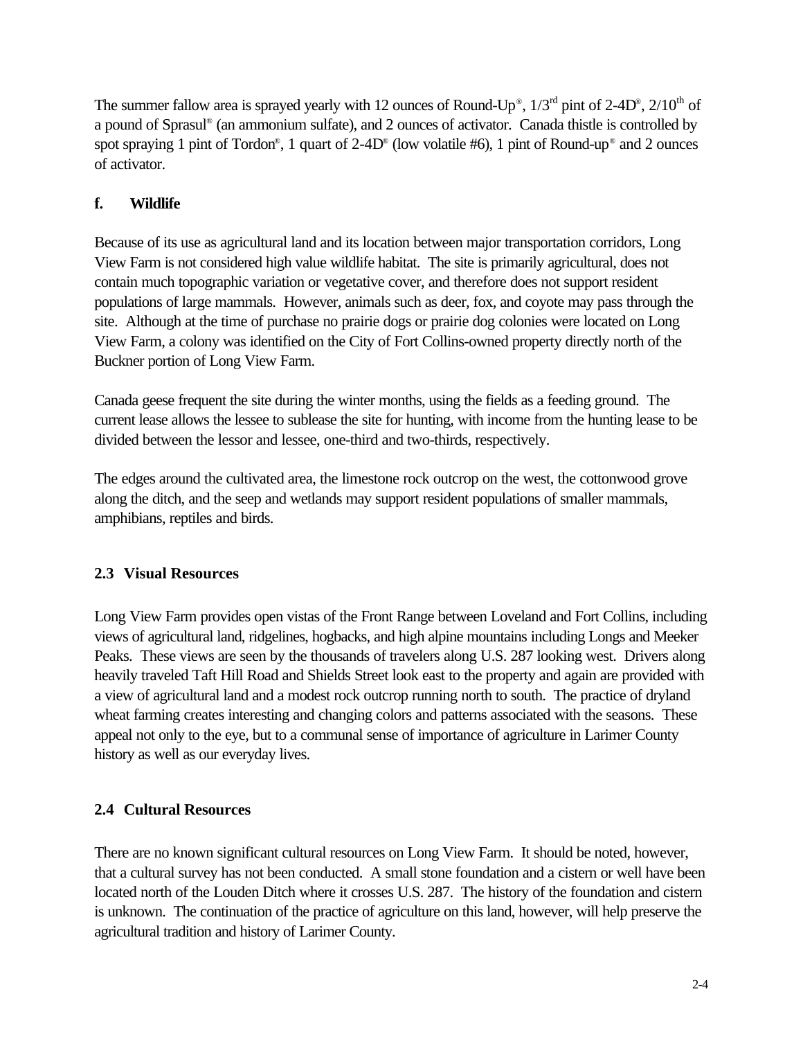The summer fallow area is sprayed yearly with 12 ounces of Round-Up®, 1/3$^{rd}$ pint of 2-4D®, 2/10$^{th}$ of a pound of Sprasul® (an ammonium sulfate), and 2 ounces of activator. Canada thistle is controlled by spot spraying 1 pint of Tordon®, 1 quart of 2-4D® (low volatile #6), 1 pint of Round-up® and 2 ounces of activator.

#### f. Wildlife

Because of its use as agricultural land and its location between major transportation corridors, Long View Farm is not considered high value wildlife habitat. The site is primarily agricultural, does not contain much topographic variation or vegetative cover, and therefore does not support resident populations of large mammals. However, animals such as deer, fox, and coyote may pass through the site. Although at the time of purchase no prairie dogs or prairie dog colonies were located on Long View Farm, a colony was identified on the City of Fort Collins-owned property directly north of the Buckner portion of Long View Farm.

Canada geese frequent the site during the winter months, using the fields as a feeding ground. The current lease allows the lessee to sublease the site for hunting, with income from the hunting lease to be divided between the lessor and lessee, one-third and two-thirds, respectively.

The edges around the cultivated area, the limestone rock outcrop on the west, the cottonwood grove along the ditch, and the seep and wetlands may support resident populations of smaller mammals, amphibians, reptiles and birds.

### 2.3 Visual Resources

Long View Farm provides open vistas of the Front Range between Loveland and Fort Collins, including views of agricultural land, ridgelines, hogbacks, and high alpine mountains including Longs and Meeker Peaks. These views are seen by the thousands of travelers along U.S. 287 looking west. Drivers along heavily traveled Taft Hill Road and Shields Street look east to the property and again are provided with a view of agricultural land and a modest rock outcrop running north to south. The practice of dryland wheat farming creates interesting and changing colors and patterns associated with the seasons. These appeal not only to the eye, but to a communal sense of importance of agriculture in Larimer County history as well as our everyday lives.

### 2.4 Cultural Resources

There are no known significant cultural resources on Long View Farm. It should be noted, however, that a cultural survey has not been conducted. A small stone foundation and a cistern or well have been located north of the Louden Ditch where it crosses U.S. 287. The history of the foundation and cistern is unknown. The continuation of the practice of agriculture on this land, however, will help preserve the agricultural tradition and history of Larimer County.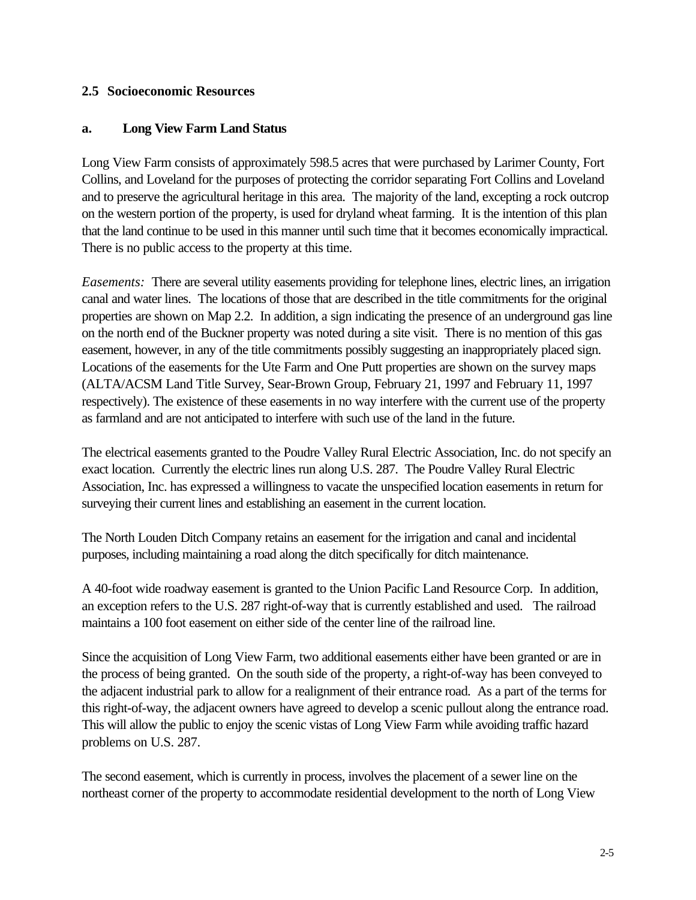## 2.5 Socioeconomic Resources

### a. Long View Farm Land Status

Long View Farm consists of approximately 598.5 acres that were purchased by Larimer County, Fort Collins, and Loveland for the purposes of protecting the corridor separating Fort Collins and Loveland and to preserve the agricultural heritage in this area. The majority of the land, excepting a rock outcrop on the western portion of the property, is used for dryland wheat farming. It is the intention of this plan that the land continue to be used in this manner until such time that it becomes economically impractical. There is no public access to the property at this time.

*Easements:* There are several utility easements providing for telephone lines, electric lines, an irrigation canal and water lines. The locations of those that are described in the title commitments for the original properties are shown on Map 2.2. In addition, a sign indicating the presence of an underground gas line on the north end of the Buckner property was noted during a site visit. There is no mention of this gas easement, however, in any of the title commitments possibly suggesting an inappropriately placed sign. Locations of the easements for the Ute Farm and One Putt properties are shown on the survey maps (ALTA/ACSM Land Title Survey, Sear-Brown Group, February 21, 1997 and February 11, 1997 respectively). The existence of these easements in no way interfere with the current use of the property as farmland and are not anticipated to interfere with such use of the land in the future.

The electrical easements granted to the Poudre Valley Rural Electric Association, Inc. do not specify an exact location. Currently the electric lines run along U.S. 287. The Poudre Valley Rural Electric Association, Inc. has expressed a willingness to vacate the unspecified location easements in return for surveying their current lines and establishing an easement in the current location.

The North Louden Ditch Company retains an easement for the irrigation and canal and incidental purposes, including maintaining a road along the ditch specifically for ditch maintenance.

A 40-foot wide roadway easement is granted to the Union Pacific Land Resource Corp. In addition, an exception refers to the U.S. 287 right-of-way that is currently established and used. The railroad maintains a 100 foot easement on either side of the center line of the railroad line.

Since the acquisition of Long View Farm, two additional easements either have been granted or are in the process of being granted. On the south side of the property, a right-of-way has been conveyed to the adjacent industrial park to allow for a realignment of their entrance road. As a part of the terms for this right-of-way, the adjacent owners have agreed to develop a scenic pullout along the entrance road. This will allow the public to enjoy the scenic vistas of Long View Farm while avoiding traffic hazard problems on U.S. 287.

The second easement, which is currently in process, involves the placement of a sewer line on the northeast corner of the property to accommodate residential development to the north of Long View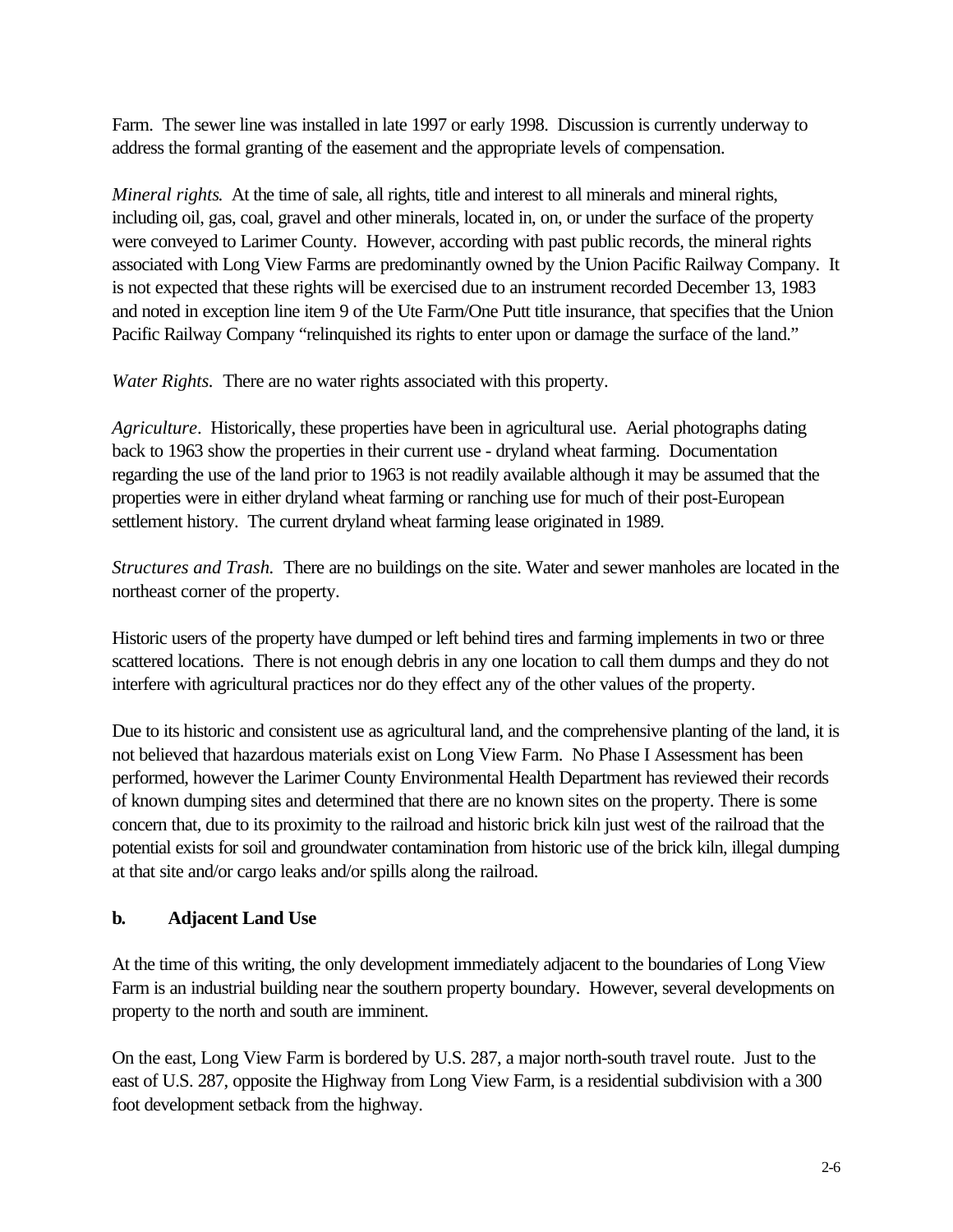Farm. The sewer line was installed in late 1997 or early 1998. Discussion is currently underway to address the formal granting of the easement and the appropriate levels of compensation.

*Mineral rights.* At the time of sale, all rights, title and interest to all minerals and mineral rights, including oil, gas, coal, gravel and other minerals, located in, on, or under the surface of the property were conveyed to Larimer County. However, according with past public records, the mineral rights associated with Long View Farms are predominantly owned by the Union Pacific Railway Company. It is not expected that these rights will be exercised due to an instrument recorded December 13, 1983 and noted in exception line item 9 of the Ute Farm/One Putt title insurance, that specifies that the Union Pacific Railway Company "relinquished its rights to enter upon or damage the surface of the land."

*Water Rights.* There are no water rights associated with this property.

*Agriculture*. Historically, these properties have been in agricultural use. Aerial photographs dating back to 1963 show the properties in their current use - dryland wheat farming. Documentation regarding the use of the land prior to 1963 is not readily available although it may be assumed that the properties were in either dryland wheat farming or ranching use for much of their post-European settlement history. The current dryland wheat farming lease originated in 1989.

*Structures and Trash.* There are no buildings on the site. Water and sewer manholes are located in the northeast corner of the property.

Historic users of the property have dumped or left behind tires and farming implements in two or three scattered locations. There is not enough debris in any one location to call them dumps and they do not interfere with agricultural practices nor do they effect any of the other values of the property.

Due to its historic and consistent use as agricultural land, and the comprehensive planting of the land, it is not believed that hazardous materials exist on Long View Farm. No Phase I Assessment has been performed, however the Larimer County Environmental Health Department has reviewed their records of known dumping sites and determined that there are no known sites on the property. There is some concern that, due to its proximity to the railroad and historic brick kiln just west of the railroad that the potential exists for soil and groundwater contamination from historic use of the brick kiln, illegal dumping at that site and/or cargo leaks and/or spills along the railroad.

### b. Adjacent Land Use

At the time of this writing, the only development immediately adjacent to the boundaries of Long View Farm is an industrial building near the southern property boundary. However, several developments on property to the north and south are imminent.

On the east, Long View Farm is bordered by U.S. 287, a major north-south travel route. Just to the east of U.S. 287, opposite the Highway from Long View Farm, is a residential subdivision with a 300 foot development setback from the highway.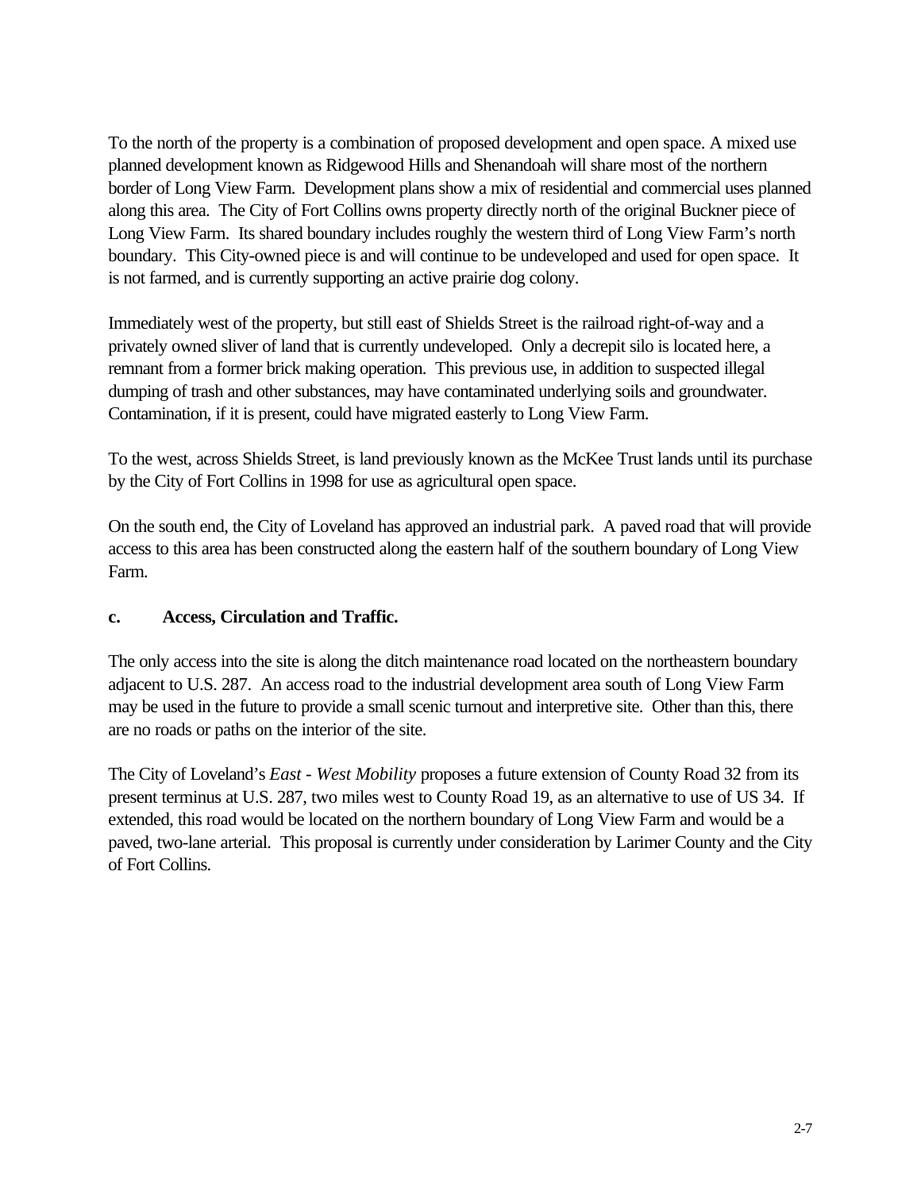To the north of the property is a combination of proposed development and open space. A mixed use planned development known as Ridgewood Hills and Shenandoah will share most of the northern border of Long View Farm. Development plans show a mix of residential and commercial uses planned along this area. The City of Fort Collins owns property directly north of the original Buckner piece of Long View Farm. Its shared boundary includes roughly the western third of Long View Farm's north boundary. This City-owned piece is and will continue to be undeveloped and used for open space. It is not farmed, and is currently supporting an active prairie dog colony.

Immediately west of the property, but still east of Shields Street is the railroad right-of-way and a privately owned sliver of land that is currently undeveloped. Only a decrepit silo is located here, a remnant from a former brick making operation. This previous use, in addition to suspected illegal dumping of trash and other substances, may have contaminated underlying soils and groundwater. Contamination, if it is present, could have migrated easterly to Long View Farm.

To the west, across Shields Street, is land previously known as the McKee Trust lands until its purchase by the City of Fort Collins in 1998 for use as agricultural open space.

On the south end, the City of Loveland has approved an industrial park. A paved road that will provide access to this area has been constructed along the eastern half of the southern boundary of Long View Farm.

### c. Access, Circulation and Traffic.

The only access into the site is along the ditch maintenance road located on the northeastern boundary adjacent to U.S. 287. An access road to the industrial development area south of Long View Farm may be used in the future to provide a small scenic turnout and interpretive site. Other than this, there are no roads or paths on the interior of the site.

The City of Loveland's *East - West Mobility* proposes a future extension of County Road 32 from its present terminus at U.S. 287, two miles west to County Road 19, as an alternative to use of US 34. If extended, this road would be located on the northern boundary of Long View Farm and would be a paved, two-lane arterial. This proposal is currently under consideration by Larimer County and the City of Fort Collins.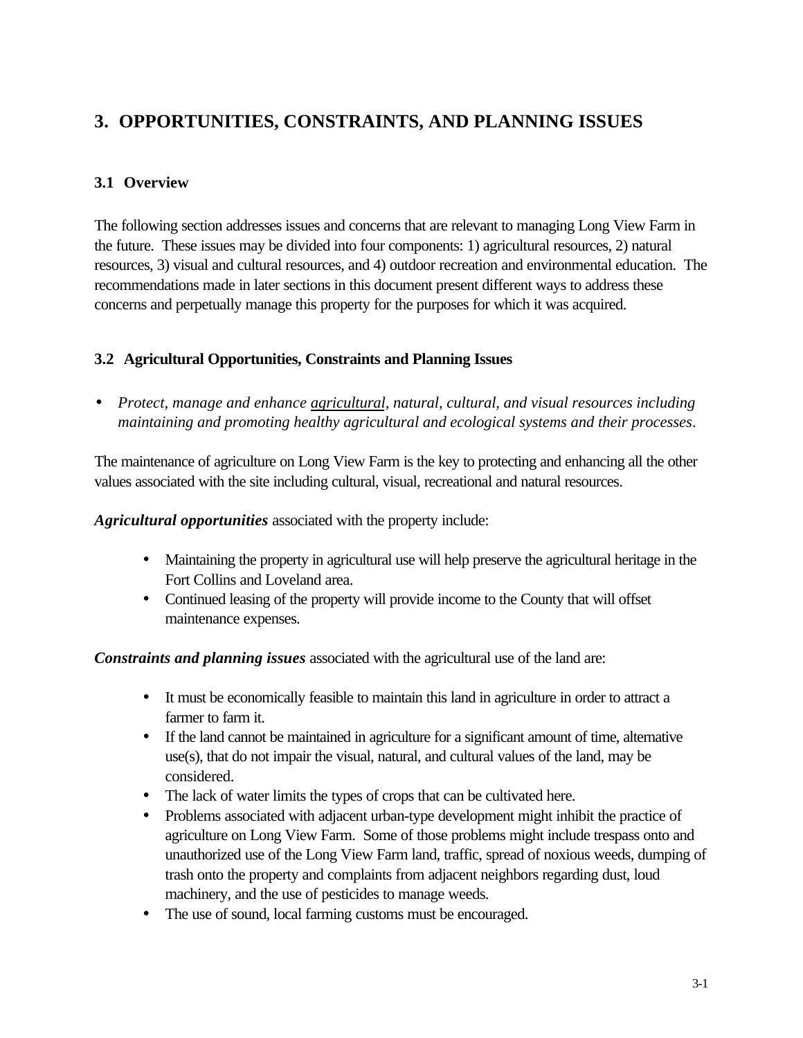# 3. OPPORTUNITIES, CONSTRAINTS, AND PLANNING ISSUES

## 3.1 Overview

The following section addresses issues and concerns that are relevant to managing Long View Farm in the future. These issues may be divided into four components: 1) agricultural resources, 2) natural resources, 3) visual and cultural resources, and 4) outdoor recreation and environmental education. The recommendations made in later sections in this document present different ways to address these concerns and perpetually manage this property for the purposes for which it was acquired.

## 3.2 Agricultural Opportunities, Constraints and Planning Issues

- *Protect, manage and enhance <u>agricultural</u>, natural, cultural, and visual resources including maintaining and promoting healthy agricultural and ecological systems and their processes*.

The maintenance of agriculture on Long View Farm is the key to protecting and enhancing all the other values associated with the site including cultural, visual, recreational and natural resources.

***Agricultural opportunities*** associated with the property include:

- Maintaining the property in agricultural use will help preserve the agricultural heritage in the Fort Collins and Loveland area.
- Continued leasing of the property will provide income to the County that will offset maintenance expenses.

***Constraints and planning issues*** associated with the agricultural use of the land are:

- It must be economically feasible to maintain this land in agriculture in order to attract a farmer to farm it.
- If the land cannot be maintained in agriculture for a significant amount of time, alternative use(s), that do not impair the visual, natural, and cultural values of the land, may be considered.
- The lack of water limits the types of crops that can be cultivated here.
- Problems associated with adjacent urban-type development might inhibit the practice of agriculture on Long View Farm. Some of those problems might include trespass onto and unauthorized use of the Long View Farm land, traffic, spread of noxious weeds, dumping of trash onto the property and complaints from adjacent neighbors regarding dust, loud machinery, and the use of pesticides to manage weeds.
- The use of sound, local farming customs must be encouraged.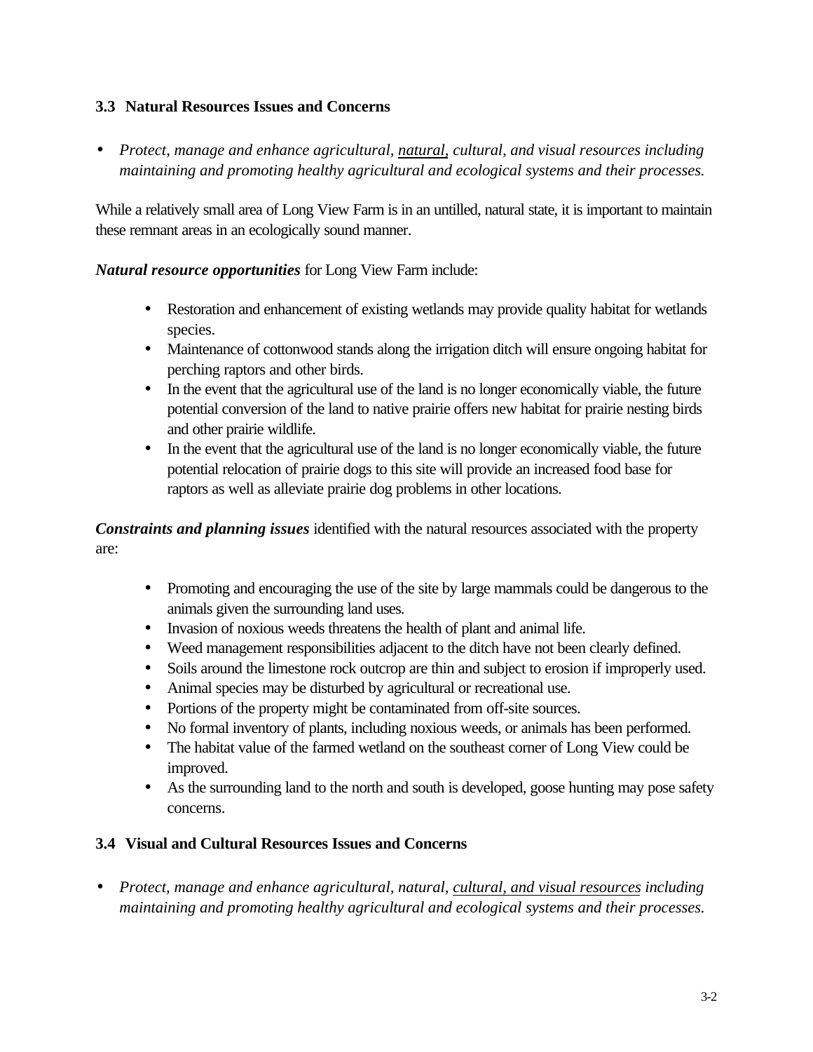### 3.3 Natural Resources Issues and Concerns

- *Protect, manage and enhance agricultural, <u>natural,</u> cultural, and visual resources including maintaining and promoting healthy agricultural and ecological systems and their processes.*

While a relatively small area of Long View Farm is in an untilled, natural state, it is important to maintain these remnant areas in an ecologically sound manner.

***Natural resource opportunities*** for Long View Farm include:

- Restoration and enhancement of existing wetlands may provide quality habitat for wetlands species.
- Maintenance of cottonwood stands along the irrigation ditch will ensure ongoing habitat for perching raptors and other birds.
- In the event that the agricultural use of the land is no longer economically viable, the future potential conversion of the land to native prairie offers new habitat for prairie nesting birds and other prairie wildlife.
- In the event that the agricultural use of the land is no longer economically viable, the future potential relocation of prairie dogs to this site will provide an increased food base for raptors as well as alleviate prairie dog problems in other locations.

***Constraints and planning issues*** identified with the natural resources associated with the property are:

- Promoting and encouraging the use of the site by large mammals could be dangerous to the animals given the surrounding land uses.
- Invasion of noxious weeds threatens the health of plant and animal life.
- Weed management responsibilities adjacent to the ditch have not been clearly defined.
- Soils around the limestone rock outcrop are thin and subject to erosion if improperly used.
- Animal species may be disturbed by agricultural or recreational use.
- Portions of the property might be contaminated from off-site sources.
- No formal inventory of plants, including noxious weeds, or animals has been performed.
- The habitat value of the farmed wetland on the southeast corner of Long View could be improved.
- As the surrounding land to the north and south is developed, goose hunting may pose safety concerns.

### 3.4 Visual and Cultural Resources Issues and Concerns

- *Protect, manage and enhance agricultural, natural, <u>cultural, and visual resources</u> including maintaining and promoting healthy agricultural and ecological systems and their processes.*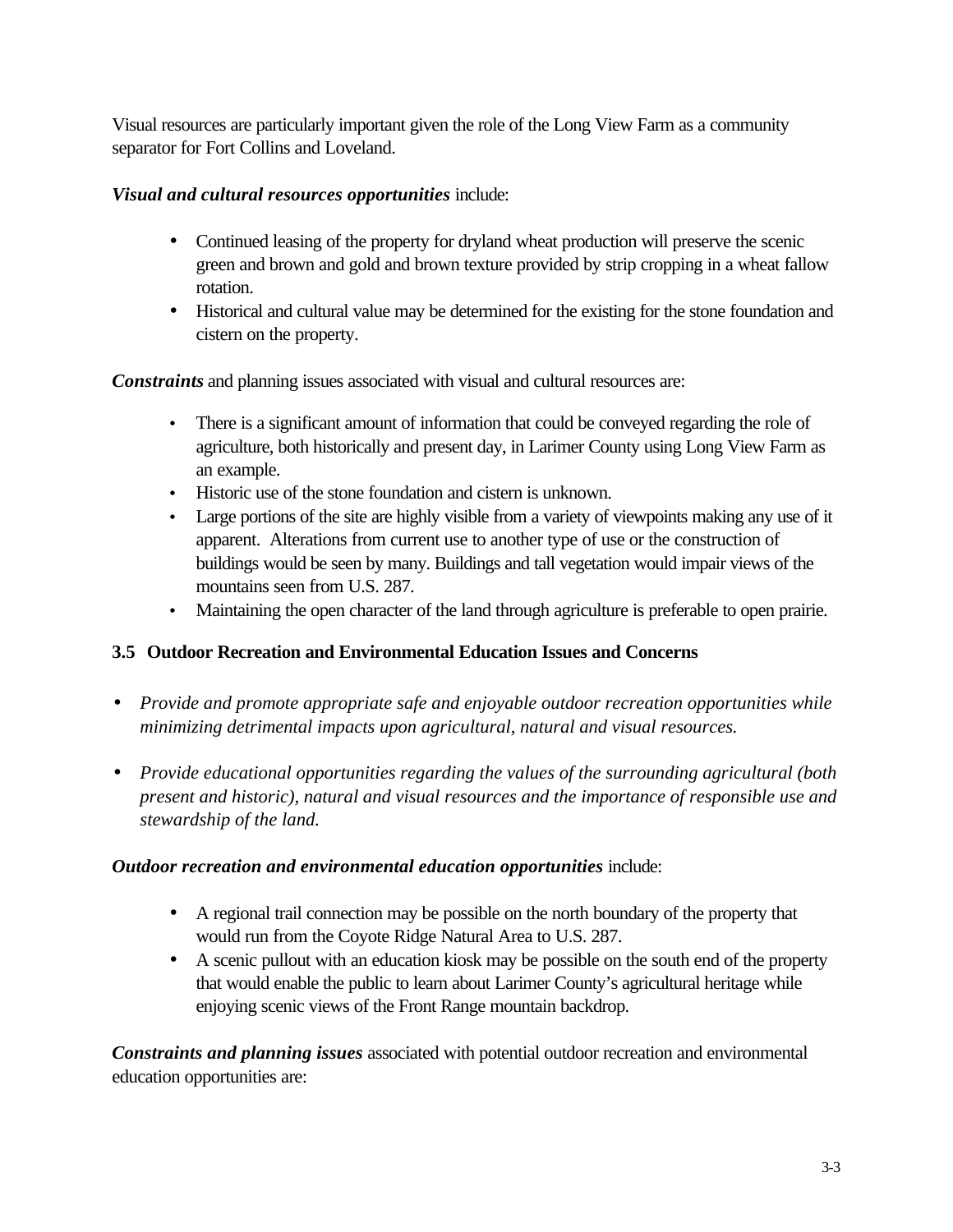Visual resources are particularly important given the role of the Long View Farm as a community separator for Fort Collins and Loveland.

***Visual and cultural resources opportunities*** include:

- Continued leasing of the property for dryland wheat production will preserve the scenic green and brown and gold and brown texture provided by strip cropping in a wheat fallow rotation.
- Historical and cultural value may be determined for the existing for the stone foundation and cistern on the property.

***Constraints*** and planning issues associated with visual and cultural resources are:

- There is a significant amount of information that could be conveyed regarding the role of agriculture, both historically and present day, in Larimer County using Long View Farm as an example.
- Historic use of the stone foundation and cistern is unknown.
- Large portions of the site are highly visible from a variety of viewpoints making any use of it apparent. Alterations from current use to another type of use or the construction of buildings would be seen by many. Buildings and tall vegetation would impair views of the mountains seen from U.S. 287.
- Maintaining the open character of the land through agriculture is preferable to open prairie.

### 3.5 Outdoor Recreation and Environmental Education Issues and Concerns

- *Provide and promote appropriate safe and enjoyable outdoor recreation opportunities while minimizing detrimental impacts upon agricultural, natural and visual resources.*

- *Provide educational opportunities regarding the values of the surrounding agricultural (both present and historic), natural and visual resources and the importance of responsible use and stewardship of the land.*

***Outdoor recreation and environmental education opportunities*** include:

- A regional trail connection may be possible on the north boundary of the property that would run from the Coyote Ridge Natural Area to U.S. 287.
- A scenic pullout with an education kiosk may be possible on the south end of the property that would enable the public to learn about Larimer County's agricultural heritage while enjoying scenic views of the Front Range mountain backdrop.

***Constraints and planning issues*** associated with potential outdoor recreation and environmental education opportunities are: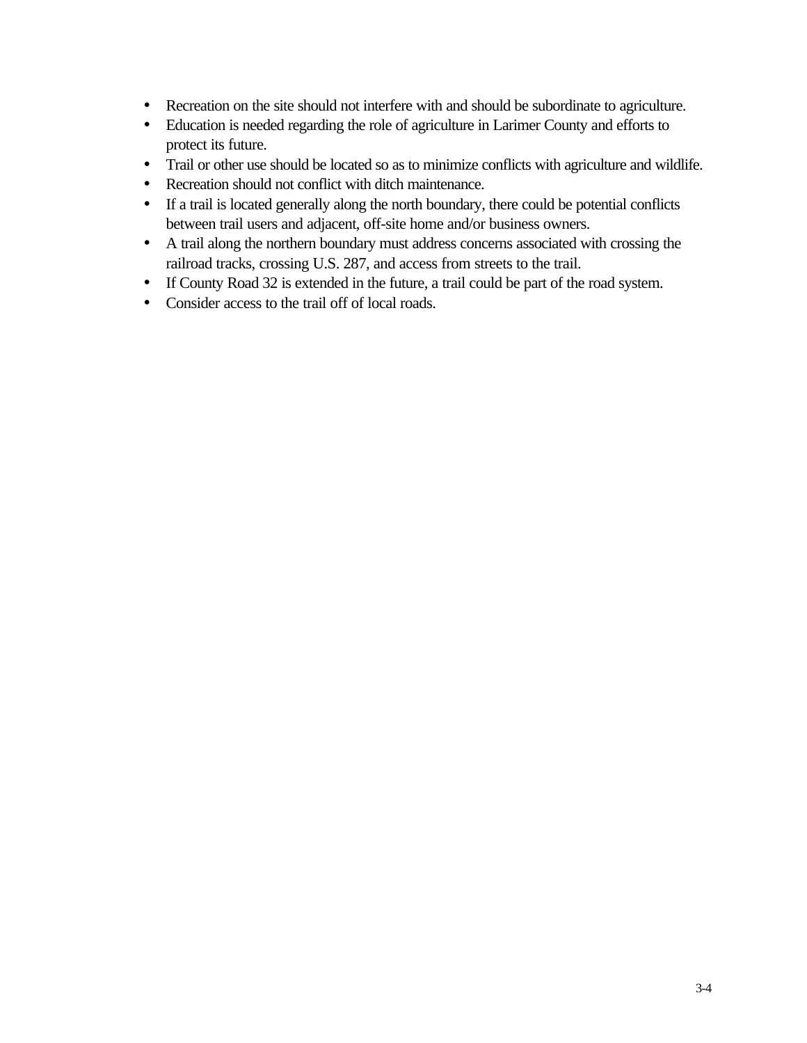- Recreation on the site should not interfere with and should be subordinate to agriculture.
- Education is needed regarding the role of agriculture in Larimer County and efforts to protect its future.
- Trail or other use should be located so as to minimize conflicts with agriculture and wildlife.
- Recreation should not conflict with ditch maintenance.
- If a trail is located generally along the north boundary, there could be potential conflicts between trail users and adjacent, off-site home and/or business owners.
- A trail along the northern boundary must address concerns associated with crossing the railroad tracks, crossing U.S. 287, and access from streets to the trail.
- If County Road 32 is extended in the future, a trail could be part of the road system.
- Consider access to the trail off of local roads.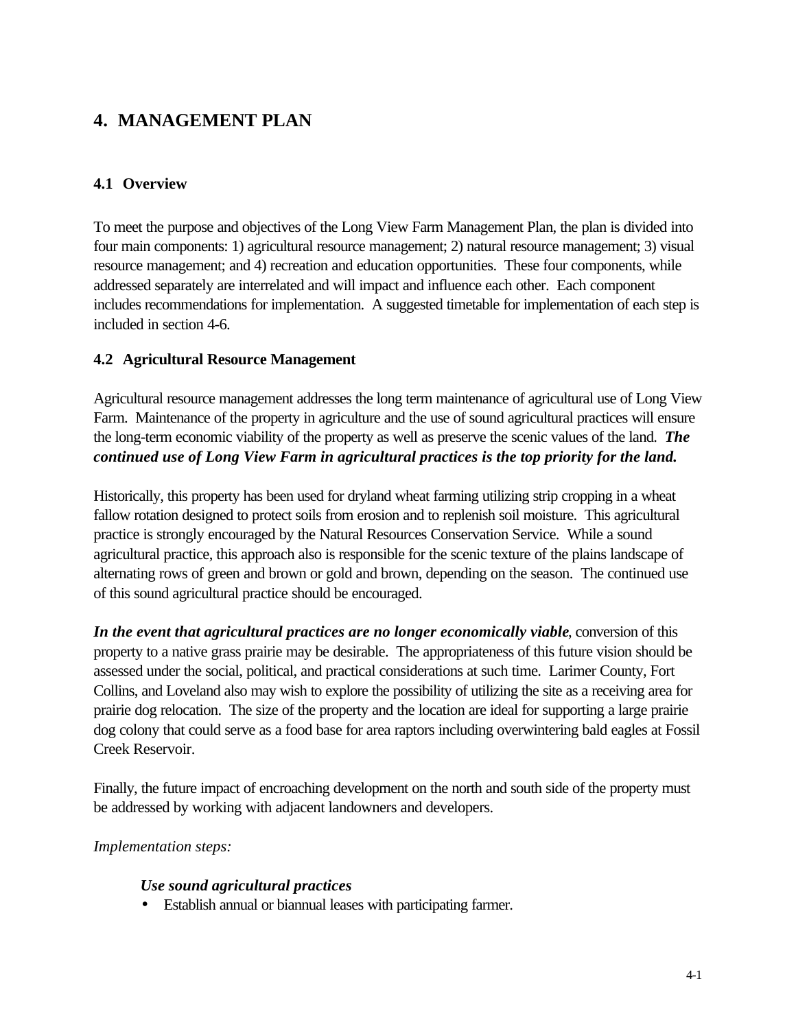# 4. MANAGEMENT PLAN

## 4.1 Overview

To meet the purpose and objectives of the Long View Farm Management Plan, the plan is divided into four main components: 1) agricultural resource management; 2) natural resource management; 3) visual resource management; and 4) recreation and education opportunities. These four components, while addressed separately are interrelated and will impact and influence each other. Each component includes recommendations for implementation. A suggested timetable for implementation of each step is included in section 4-6.

## 4.2 Agricultural Resource Management

Agricultural resource management addresses the long term maintenance of agricultural use of Long View Farm. Maintenance of the property in agriculture and the use of sound agricultural practices will ensure the long-term economic viability of the property as well as preserve the scenic values of the land. ***The continued use of Long View Farm in agricultural practices is the top priority for the land.***

Historically, this property has been used for dryland wheat farming utilizing strip cropping in a wheat fallow rotation designed to protect soils from erosion and to replenish soil moisture. This agricultural practice is strongly encouraged by the Natural Resources Conservation Service. While a sound agricultural practice, this approach also is responsible for the scenic texture of the plains landscape of alternating rows of green and brown or gold and brown, depending on the season. The continued use of this sound agricultural practice should be encouraged.

***In the event that agricultural practices are no longer economically viable***, conversion of this property to a native grass prairie may be desirable. The appropriateness of this future vision should be assessed under the social, political, and practical considerations at such time. Larimer County, Fort Collins, and Loveland also may wish to explore the possibility of utilizing the site as a receiving area for prairie dog relocation. The size of the property and the location are ideal for supporting a large prairie dog colony that could serve as a food base for area raptors including overwintering bald eagles at Fossil Creek Reservoir.

Finally, the future impact of encroaching development on the north and south side of the property must be addressed by working with adjacent landowners and developers.

*Implementation steps:*

***Use sound agricultural practices***

- Establish annual or biannual leases with participating farmer.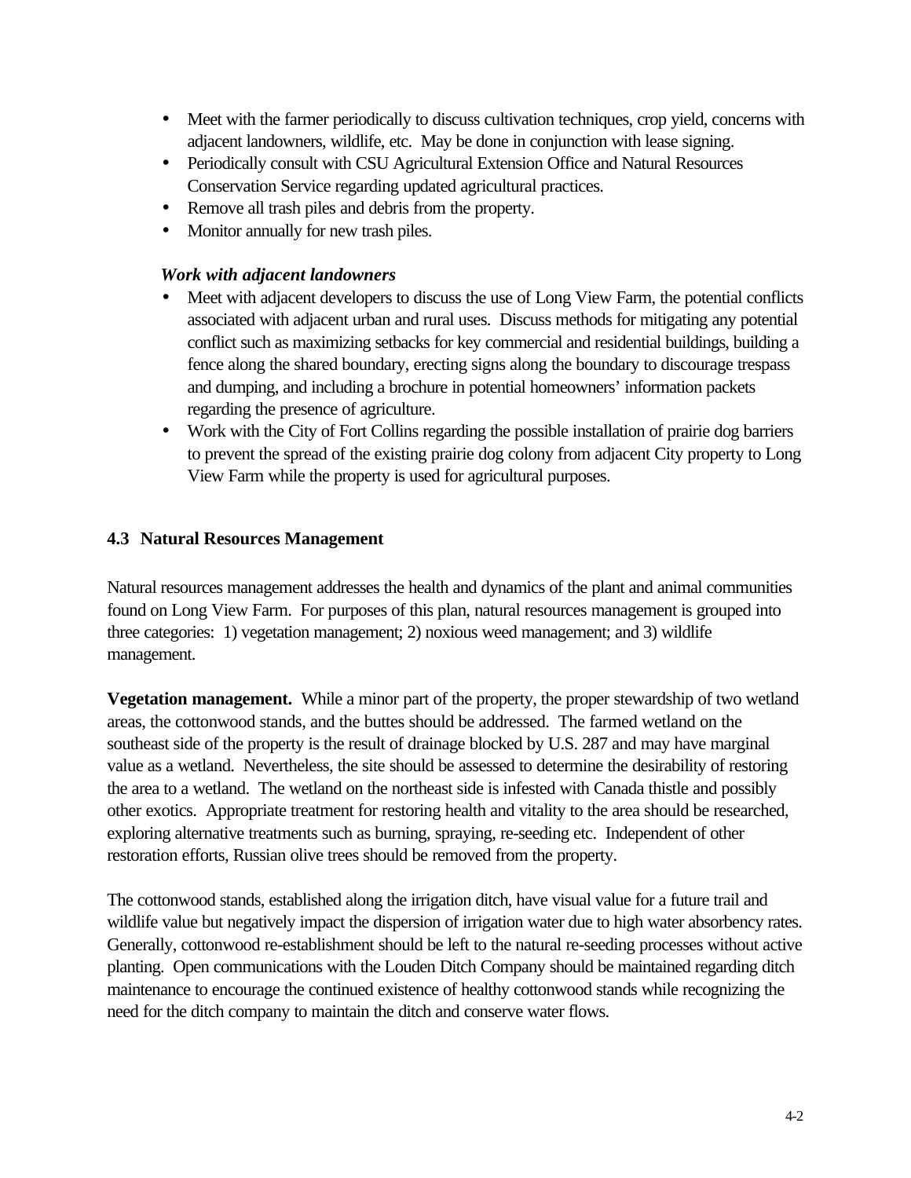- Meet with the farmer periodically to discuss cultivation techniques, crop yield, concerns with adjacent landowners, wildlife, etc. May be done in conjunction with lease signing.
- Periodically consult with CSU Agricultural Extension Office and Natural Resources Conservation Service regarding updated agricultural practices.
- Remove all trash piles and debris from the property.
- Monitor annually for new trash piles.

***Work with adjacent landowners***

- Meet with adjacent developers to discuss the use of Long View Farm, the potential conflicts associated with adjacent urban and rural uses. Discuss methods for mitigating any potential conflict such as maximizing setbacks for key commercial and residential buildings, building a fence along the shared boundary, erecting signs along the boundary to discourage trespass and dumping, and including a brochure in potential homeowners' information packets regarding the presence of agriculture.
- Work with the City of Fort Collins regarding the possible installation of prairie dog barriers to prevent the spread of the existing prairie dog colony from adjacent City property to Long View Farm while the property is used for agricultural purposes.

## 4.3 Natural Resources Management

Natural resources management addresses the health and dynamics of the plant and animal communities found on Long View Farm. For purposes of this plan, natural resources management is grouped into three categories: 1) vegetation management; 2) noxious weed management; and 3) wildlife management.

**Vegetation management.** While a minor part of the property, the proper stewardship of two wetland areas, the cottonwood stands, and the buttes should be addressed. The farmed wetland on the southeast side of the property is the result of drainage blocked by U.S. 287 and may have marginal value as a wetland. Nevertheless, the site should be assessed to determine the desirability of restoring the area to a wetland. The wetland on the northeast side is infested with Canada thistle and possibly other exotics. Appropriate treatment for restoring health and vitality to the area should be researched, exploring alternative treatments such as burning, spraying, re-seeding etc. Independent of other restoration efforts, Russian olive trees should be removed from the property.

The cottonwood stands, established along the irrigation ditch, have visual value for a future trail and wildlife value but negatively impact the dispersion of irrigation water due to high water absorbency rates. Generally, cottonwood re-establishment should be left to the natural re-seeding processes without active planting. Open communications with the Louden Ditch Company should be maintained regarding ditch maintenance to encourage the continued existence of healthy cottonwood stands while recognizing the need for the ditch company to maintain the ditch and conserve water flows.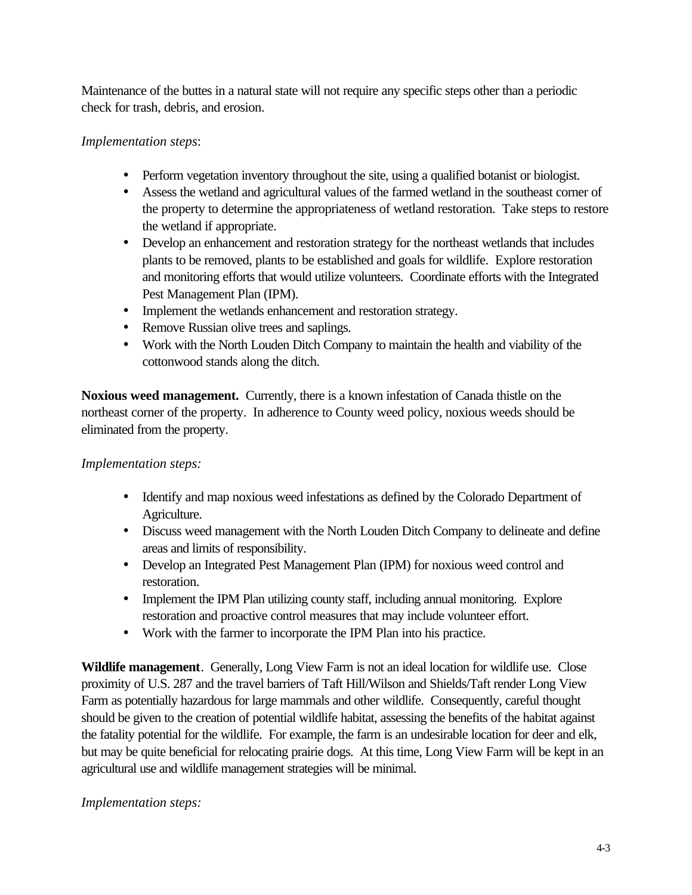Maintenance of the buttes in a natural state will not require any specific steps other than a periodic check for trash, debris, and erosion.

*Implementation steps*:

- Perform vegetation inventory throughout the site, using a qualified botanist or biologist.
- Assess the wetland and agricultural values of the farmed wetland in the southeast corner of the property to determine the appropriateness of wetland restoration. Take steps to restore the wetland if appropriate.
- Develop an enhancement and restoration strategy for the northeast wetlands that includes plants to be removed, plants to be established and goals for wildlife. Explore restoration and monitoring efforts that would utilize volunteers. Coordinate efforts with the Integrated Pest Management Plan (IPM).
- Implement the wetlands enhancement and restoration strategy.
- Remove Russian olive trees and saplings.
- Work with the North Louden Ditch Company to maintain the health and viability of the cottonwood stands along the ditch.

**Noxious weed management.** Currently, there is a known infestation of Canada thistle on the northeast corner of the property. In adherence to County weed policy, noxious weeds should be eliminated from the property.

*Implementation steps:*

- Identify and map noxious weed infestations as defined by the Colorado Department of Agriculture.
- Discuss weed management with the North Louden Ditch Company to delineate and define areas and limits of responsibility.
- Develop an Integrated Pest Management Plan (IPM) for noxious weed control and restoration.
- Implement the IPM Plan utilizing county staff, including annual monitoring. Explore restoration and proactive control measures that may include volunteer effort.
- Work with the farmer to incorporate the IPM Plan into his practice.

**Wildlife management**. Generally, Long View Farm is not an ideal location for wildlife use. Close proximity of U.S. 287 and the travel barriers of Taft Hill/Wilson and Shields/Taft render Long View Farm as potentially hazardous for large mammals and other wildlife. Consequently, careful thought should be given to the creation of potential wildlife habitat, assessing the benefits of the habitat against the fatality potential for the wildlife. For example, the farm is an undesirable location for deer and elk, but may be quite beneficial for relocating prairie dogs. At this time, Long View Farm will be kept in an agricultural use and wildlife management strategies will be minimal.

*Implementation steps:*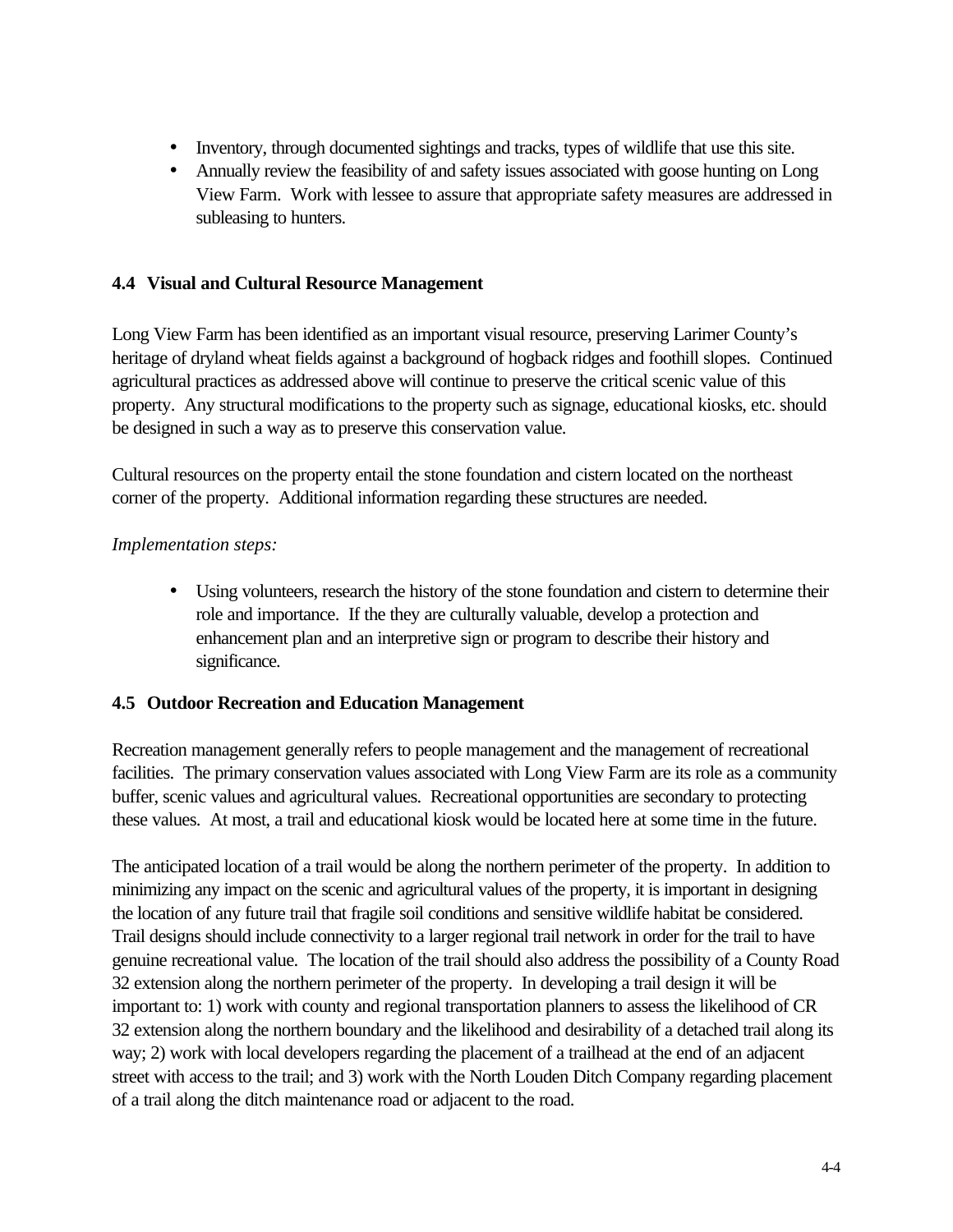- Inventory, through documented sightings and tracks, types of wildlife that use this site.
- Annually review the feasibility of and safety issues associated with goose hunting on Long View Farm. Work with lessee to assure that appropriate safety measures are addressed in subleasing to hunters.

### 4.4 Visual and Cultural Resource Management

Long View Farm has been identified as an important visual resource, preserving Larimer County's heritage of dryland wheat fields against a background of hogback ridges and foothill slopes. Continued agricultural practices as addressed above will continue to preserve the critical scenic value of this property. Any structural modifications to the property such as signage, educational kiosks, etc. should be designed in such a way as to preserve this conservation value.

Cultural resources on the property entail the stone foundation and cistern located on the northeast corner of the property. Additional information regarding these structures are needed.

*Implementation steps:*

- Using volunteers, research the history of the stone foundation and cistern to determine their role and importance. If the they are culturally valuable, develop a protection and enhancement plan and an interpretive sign or program to describe their history and significance.

### 4.5 Outdoor Recreation and Education Management

Recreation management generally refers to people management and the management of recreational facilities. The primary conservation values associated with Long View Farm are its role as a community buffer, scenic values and agricultural values. Recreational opportunities are secondary to protecting these values. At most, a trail and educational kiosk would be located here at some time in the future.

The anticipated location of a trail would be along the northern perimeter of the property. In addition to minimizing any impact on the scenic and agricultural values of the property, it is important in designing the location of any future trail that fragile soil conditions and sensitive wildlife habitat be considered. Trail designs should include connectivity to a larger regional trail network in order for the trail to have genuine recreational value. The location of the trail should also address the possibility of a County Road 32 extension along the northern perimeter of the property. In developing a trail design it will be important to: 1) work with county and regional transportation planners to assess the likelihood of CR 32 extension along the northern boundary and the likelihood and desirability of a detached trail along its way; 2) work with local developers regarding the placement of a trailhead at the end of an adjacent street with access to the trail; and 3) work with the North Louden Ditch Company regarding placement of a trail along the ditch maintenance road or adjacent to the road.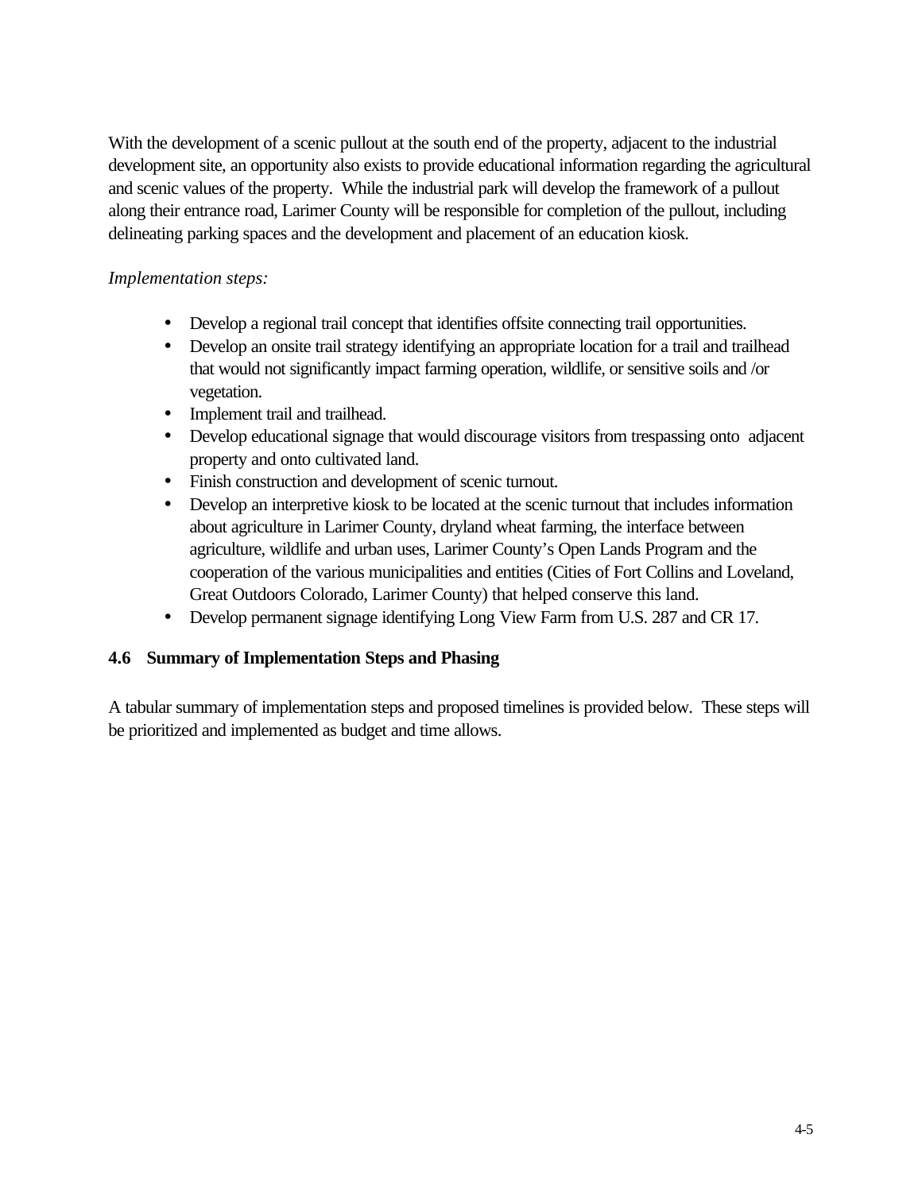With the development of a scenic pullout at the south end of the property, adjacent to the industrial development site, an opportunity also exists to provide educational information regarding the agricultural and scenic values of the property. While the industrial park will develop the framework of a pullout along their entrance road, Larimer County will be responsible for completion of the pullout, including delineating parking spaces and the development and placement of an education kiosk.

*Implementation steps:*

- Develop a regional trail concept that identifies offsite connecting trail opportunities.
- Develop an onsite trail strategy identifying an appropriate location for a trail and trailhead that would not significantly impact farming operation, wildlife, or sensitive soils and /or vegetation.
- Implement trail and trailhead.
- Develop educational signage that would discourage visitors from trespassing onto adjacent property and onto cultivated land.
- Finish construction and development of scenic turnout.
- Develop an interpretive kiosk to be located at the scenic turnout that includes information about agriculture in Larimer County, dryland wheat farming, the interface between agriculture, wildlife and urban uses, Larimer County's Open Lands Program and the cooperation of the various municipalities and entities (Cities of Fort Collins and Loveland, Great Outdoors Colorado, Larimer County) that helped conserve this land.
- Develop permanent signage identifying Long View Farm from U.S. 287 and CR 17.

### 4.6 Summary of Implementation Steps and Phasing

A tabular summary of implementation steps and proposed timelines is provided below. These steps will be prioritized and implemented as budget and time allows.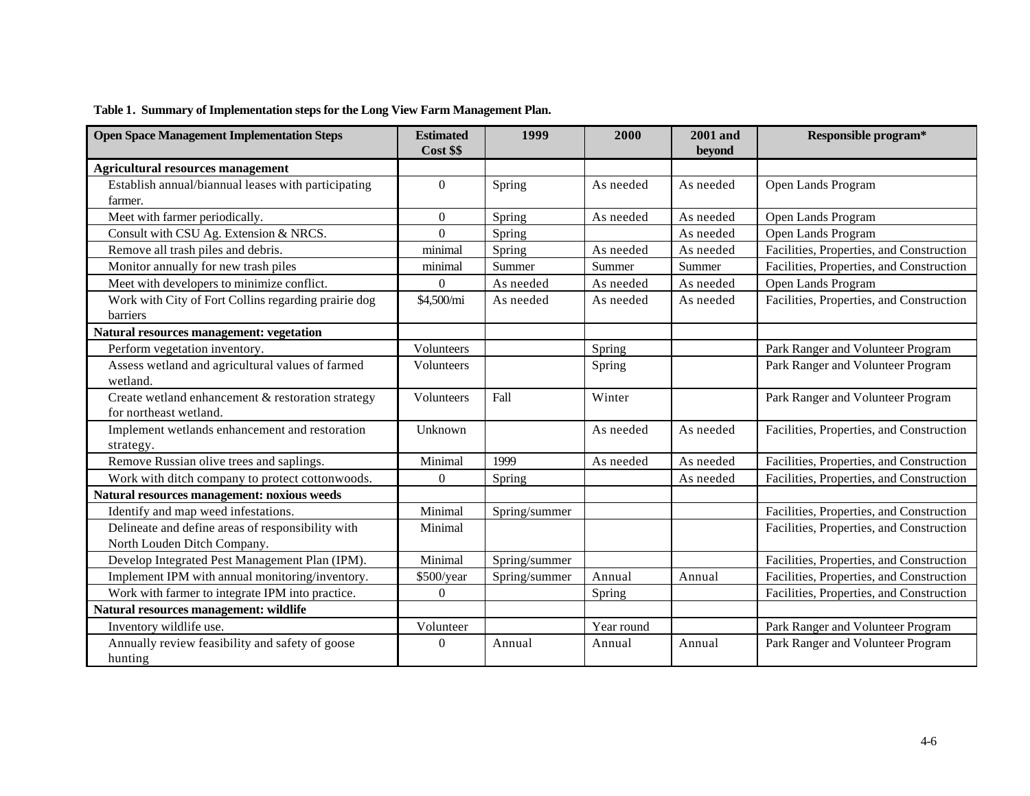**Table 1. Summary of Implementation steps for the Long View Farm Management Plan.**

| Open Space Management Implementation Steps | Estimated Cost $$ | 1999 | 2000 | 2001 and beyond | Responsible program* |
|---|---|---|---|---|---|
| **Agricultural resources management** | | | | | |
| Establish annual/biannual leases with participating farmer. | 0 | Spring | As needed | As needed | Open Lands Program |
| Meet with farmer periodically. | 0 | Spring | As needed | As needed | Open Lands Program |
| Consult with CSU Ag. Extension & NRCS. | 0 | Spring | | As needed | Open Lands Program |
| Remove all trash piles and debris. | minimal | Spring | As needed | As needed | Facilities, Properties, and Construction |
| Monitor annually for new trash piles | minimal | Summer | Summer | Summer | Facilities, Properties, and Construction |
| Meet with developers to minimize conflict. | 0 | As needed | As needed | As needed | Open Lands Program |
| Work with City of Fort Collins regarding prairie dog barriers | $4,500/mi | As needed | As needed | As needed | Facilities, Properties, and Construction |
| **Natural resources management: vegetation** | | | | | |
| Perform vegetation inventory. | Volunteers | | Spring | | Park Ranger and Volunteer Program |
| Assess wetland and agricultural values of farmed wetland. | Volunteers | | Spring | | Park Ranger and Volunteer Program |
| Create wetland enhancement & restoration strategy for northeast wetland. | Volunteers | Fall | Winter | | Park Ranger and Volunteer Program |
| Implement wetlands enhancement and restoration strategy. | Unknown | | As needed | As needed | Facilities, Properties, and Construction |
| Remove Russian olive trees and saplings. | Minimal | 1999 | As needed | As needed | Facilities, Properties, and Construction |
| Work with ditch company to protect cottonwoods. | 0 | Spring | | As needed | Facilities, Properties, and Construction |
| **Natural resources management: noxious weeds** | | | | | |
| Identify and map weed infestations. | Minimal | Spring/summer | | | Facilities, Properties, and Construction |
| Delineate and define areas of responsibility with North Louden Ditch Company. | Minimal | | | | Facilities, Properties, and Construction |
| Develop Integrated Pest Management Plan (IPM). | Minimal | Spring/summer | | | Facilities, Properties, and Construction |
| Implement IPM with annual monitoring/inventory. | $500/year | Spring/summer | Annual | Annual | Facilities, Properties, and Construction |
| Work with farmer to integrate IPM into practice. | 0 | | Spring | | Facilities, Properties, and Construction |
| **Natural resources management: wildlife** | | | | | |
| Inventory wildlife use. | Volunteer | | Year round | | Park Ranger and Volunteer Program |
| Annually review feasibility and safety of goose hunting | 0 | Annual | Annual | Annual | Park Ranger and Volunteer Program |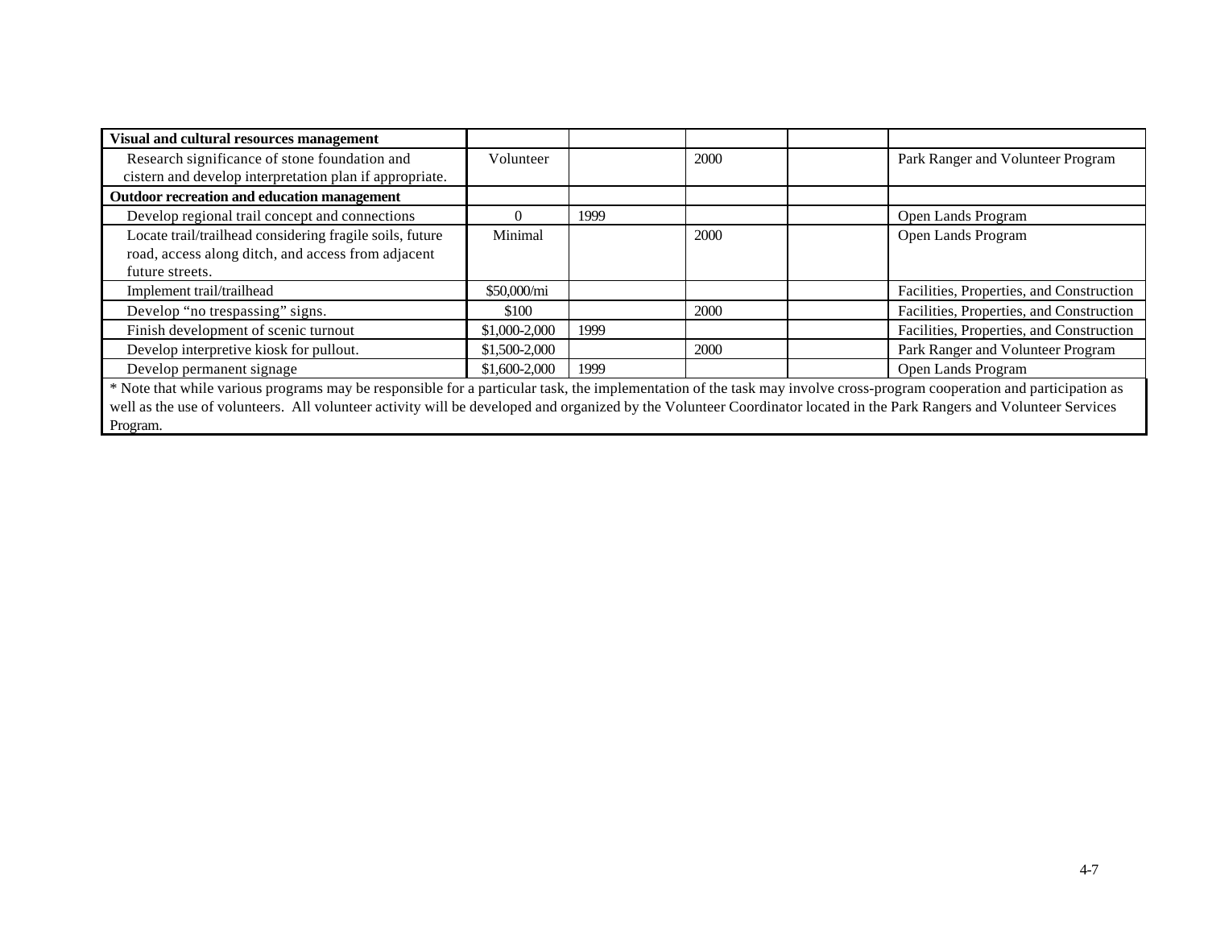| | | | | | |
|---|---|---|---|---|---|
| **Visual and cultural resources management** | | | | | |
| Research significance of stone foundation and cistern and develop interpretation plan if appropriate. | Volunteer | | 2000 | | Park Ranger and Volunteer Program |
| **Outdoor recreation and education management** | | | | | |
| Develop regional trail concept and connections | 0 | 1999 | | | Open Lands Program |
| Locate trail/trailhead considering fragile soils, future road, access along ditch, and access from adjacent future streets. | Minimal | | 2000 | | Open Lands Program |
| Implement trail/trailhead | $50,000/mi | | | | Facilities, Properties, and Construction |
| Develop "no trespassing" signs. | $100 | | 2000 | | Facilities, Properties, and Construction |
| Finish development of scenic turnout | $1,000-2,000 | 1999 | | | Facilities, Properties, and Construction |
| Develop interpretive kiosk for pullout. | $1,500-2,000 | | 2000 | | Park Ranger and Volunteer Program |
| Develop permanent signage | $1,600-2,000 | 1999 | | | Open Lands Program |

* Note that while various programs may be responsible for a particular task, the implementation of the task may involve cross-program cooperation and participation as well as the use of volunteers. All volunteer activity will be developed and organized by the Volunteer Coordinator located in the Park Rangers and Volunteer Services Program.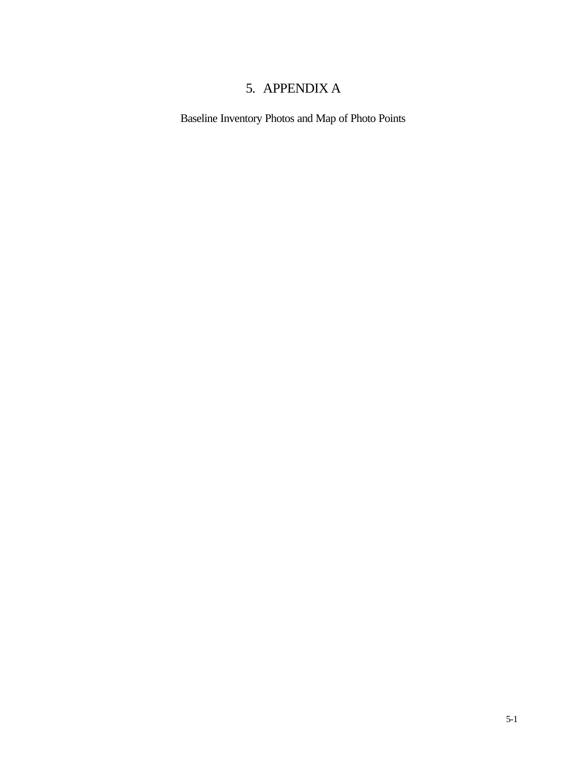# 5. APPENDIX A

Baseline Inventory Photos and Map of Photo Points